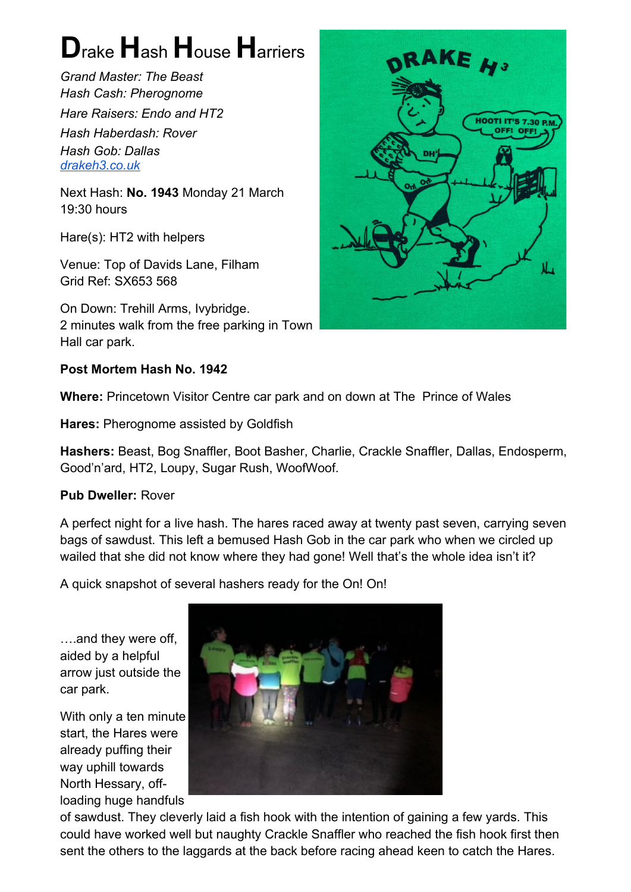# Drake Hash House Harriers

*Grand Master: The Beast*
*Hash Cash: Pherognome*
*Hare Raisers: Endo and HT2*
*Hash Haberdash: Rover*
*Hash Gob: Dallas*
[drakeh3.co.uk](drakeh3.co.uk)

Next Hash: **No. 1943** Monday 21 March
19:30 hours

Hare(s): HT2 with helpers

Venue: Top of Davids Lane, Filham
Grid Ref: SX653 568

On Down: Trehill Arms, Ivybridge.
2 minutes walk from the free parking in Town Hall car park.

**Post Mortem Hash No. 1942**

**Where:** Princetown Visitor Centre car park and on down at The Prince of Wales

**Hares:** Pherognome assisted by Goldfish

**Hashers:** Beast, Bog Snaffler, Boot Basher, Charlie, Crackle Snaffler, Dallas, Endosperm, Good'n'ard, HT2, Loupy, Sugar Rush, WoofWoof.

**Pub Dweller:** Rover

A perfect night for a live hash. The hares raced away at twenty past seven, carrying seven bags of sawdust. This left a bemused Hash Gob in the car park who when we circled up wailed that she did not know where they had gone! Well that's the whole idea isn't it?

A quick snapshot of several hashers ready for the On! On!

….and they were off, aided by a helpful arrow just outside the car park.

With only a ten minute start, the Hares were already puffing their way uphill towards North Hessary, off-loading huge handfuls of sawdust. They cleverly laid a fish hook with the intention of gaining a few yards. This could have worked well but naughty Crackle Snaffler who reached the fish hook first then sent the others to the laggards at the back before racing ahead keen to catch the Hares.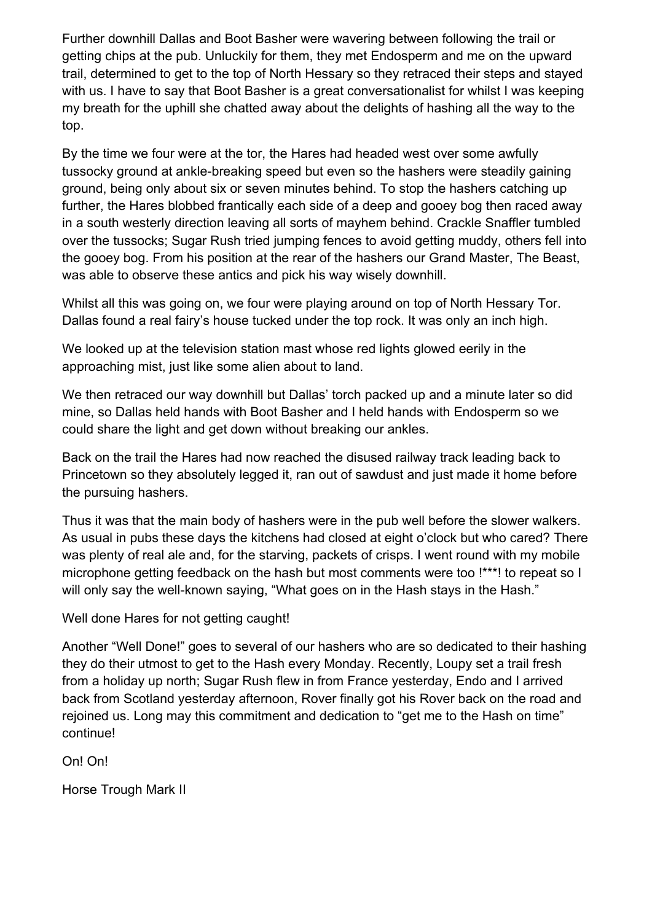Further downhill Dallas and Boot Basher were wavering between following the trail or getting chips at the pub. Unluckily for them, they met Endosperm and me on the upward trail, determined to get to the top of North Hessary so they retraced their steps and stayed with us. I have to say that Boot Basher is a great conversationalist for whilst I was keeping my breath for the uphill she chatted away about the delights of hashing all the way to the top.

By the time we four were at the tor, the Hares had headed west over some awfully tussocky ground at ankle-breaking speed but even so the hashers were steadily gaining ground, being only about six or seven minutes behind. To stop the hashers catching up further, the Hares blobbed frantically each side of a deep and gooey bog then raced away in a south westerly direction leaving all sorts of mayhem behind. Crackle Snaffler tumbled over the tussocks; Sugar Rush tried jumping fences to avoid getting muddy, others fell into the gooey bog. From his position at the rear of the hashers our Grand Master, The Beast, was able to observe these antics and pick his way wisely downhill.

Whilst all this was going on, we four were playing around on top of North Hessary Tor. Dallas found a real fairy's house tucked under the top rock. It was only an inch high.

We looked up at the television station mast whose red lights glowed eerily in the approaching mist, just like some alien about to land.

We then retraced our way downhill but Dallas' torch packed up and a minute later so did mine, so Dallas held hands with Boot Basher and I held hands with Endosperm so we could share the light and get down without breaking our ankles.

Back on the trail the Hares had now reached the disused railway track leading back to Princetown so they absolutely legged it, ran out of sawdust and just made it home before the pursuing hashers.

Thus it was that the main body of hashers were in the pub well before the slower walkers. As usual in pubs these days the kitchens had closed at eight o'clock but who cared? There was plenty of real ale and, for the starving, packets of crisps. I went round with my mobile microphone getting feedback on the hash but most comments were too !***! to repeat so I will only say the well-known saying, "What goes on in the Hash stays in the Hash."

Well done Hares for not getting caught!

Another "Well Done!" goes to several of our hashers who are so dedicated to their hashing they do their utmost to get to the Hash every Monday. Recently, Loupy set a trail fresh from a holiday up north; Sugar Rush flew in from France yesterday, Endo and I arrived back from Scotland yesterday afternoon, Rover finally got his Rover back on the road and rejoined us. Long may this commitment and dedication to "get me to the Hash on time" continue!

On! On!

Horse Trough Mark II